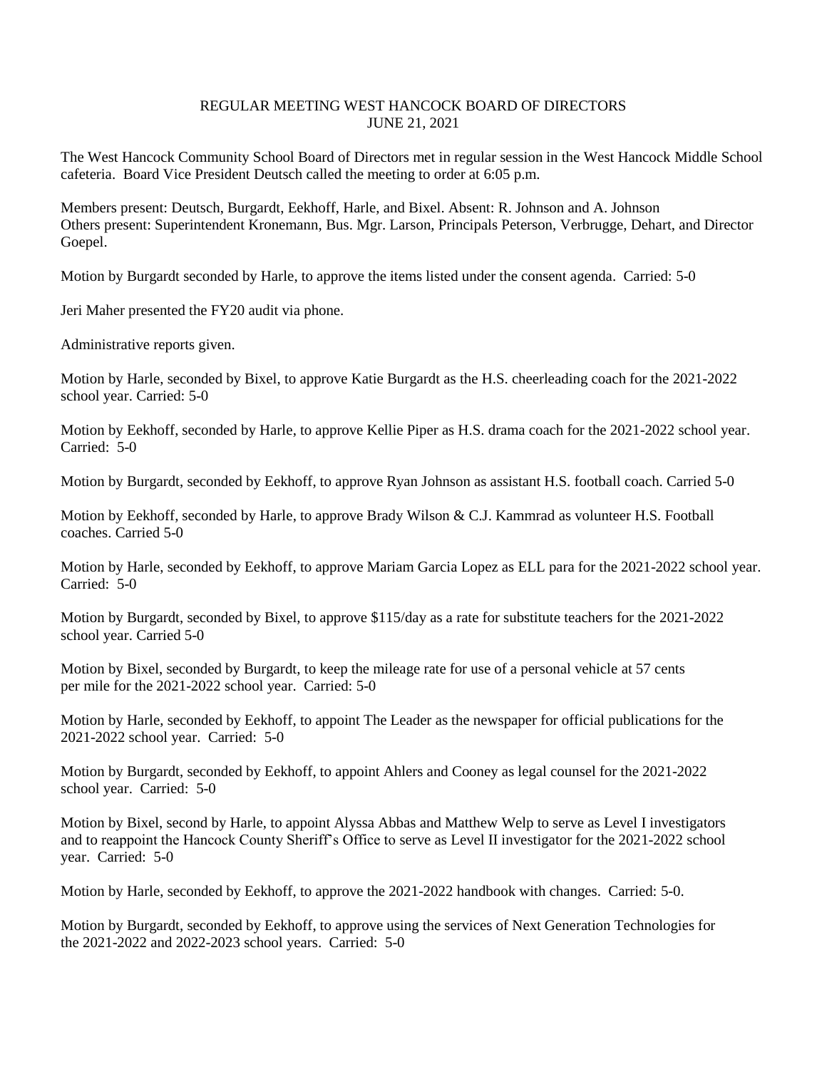# REGULAR MEETING WEST HANCOCK BOARD OF DIRECTORS
## JUNE 21, 2021

The West Hancock Community School Board of Directors met in regular session in the West Hancock Middle School cafeteria. Board Vice President Deutsch called the meeting to order at 6:05 p.m.

Members present: Deutsch, Burgardt, Eekhoff, Harle, and Bixel. Absent: R. Johnson and A. Johnson
Others present: Superintendent Kronemann, Bus. Mgr. Larson, Principals Peterson, Verbrugge, Dehart, and Director Goepel.

Motion by Burgardt seconded by Harle, to approve the items listed under the consent agenda. Carried: 5-0

Jeri Maher presented the FY20 audit via phone.

Administrative reports given.

Motion by Harle, seconded by Bixel, to approve Katie Burgardt as the H.S. cheerleading coach for the 2021-2022 school year. Carried: 5-0

Motion by Eekhoff, seconded by Harle, to approve Kellie Piper as H.S. drama coach for the 2021-2022 school year. Carried: 5-0

Motion by Burgardt, seconded by Eekhoff, to approve Ryan Johnson as assistant H.S. football coach. Carried 5-0

Motion by Eekhoff, seconded by Harle, to approve Brady Wilson & C.J. Kammrad as volunteer H.S. Football coaches. Carried 5-0

Motion by Harle, seconded by Eekhoff, to approve Mariam Garcia Lopez as ELL para for the 2021-2022 school year. Carried: 5-0

Motion by Burgardt, seconded by Bixel, to approve $115/day as a rate for substitute teachers for the 2021-2022 school year. Carried 5-0

Motion by Bixel, seconded by Burgardt, to keep the mileage rate for use of a personal vehicle at 57 cents per mile for the 2021-2022 school year. Carried: 5-0

Motion by Harle, seconded by Eekhoff, to appoint The Leader as the newspaper for official publications for the 2021-2022 school year. Carried: 5-0

Motion by Burgardt, seconded by Eekhoff, to appoint Ahlers and Cooney as legal counsel for the 2021-2022 school year. Carried: 5-0

Motion by Bixel, second by Harle, to appoint Alyssa Abbas and Matthew Welp to serve as Level I investigators and to reappoint the Hancock County Sheriff's Office to serve as Level II investigator for the 2021-2022 school year. Carried: 5-0

Motion by Harle, seconded by Eekhoff, to approve the 2021-2022 handbook with changes. Carried: 5-0.

Motion by Burgardt, seconded by Eekhoff, to approve using the services of Next Generation Technologies for the 2021-2022 and 2022-2023 school years. Carried: 5-0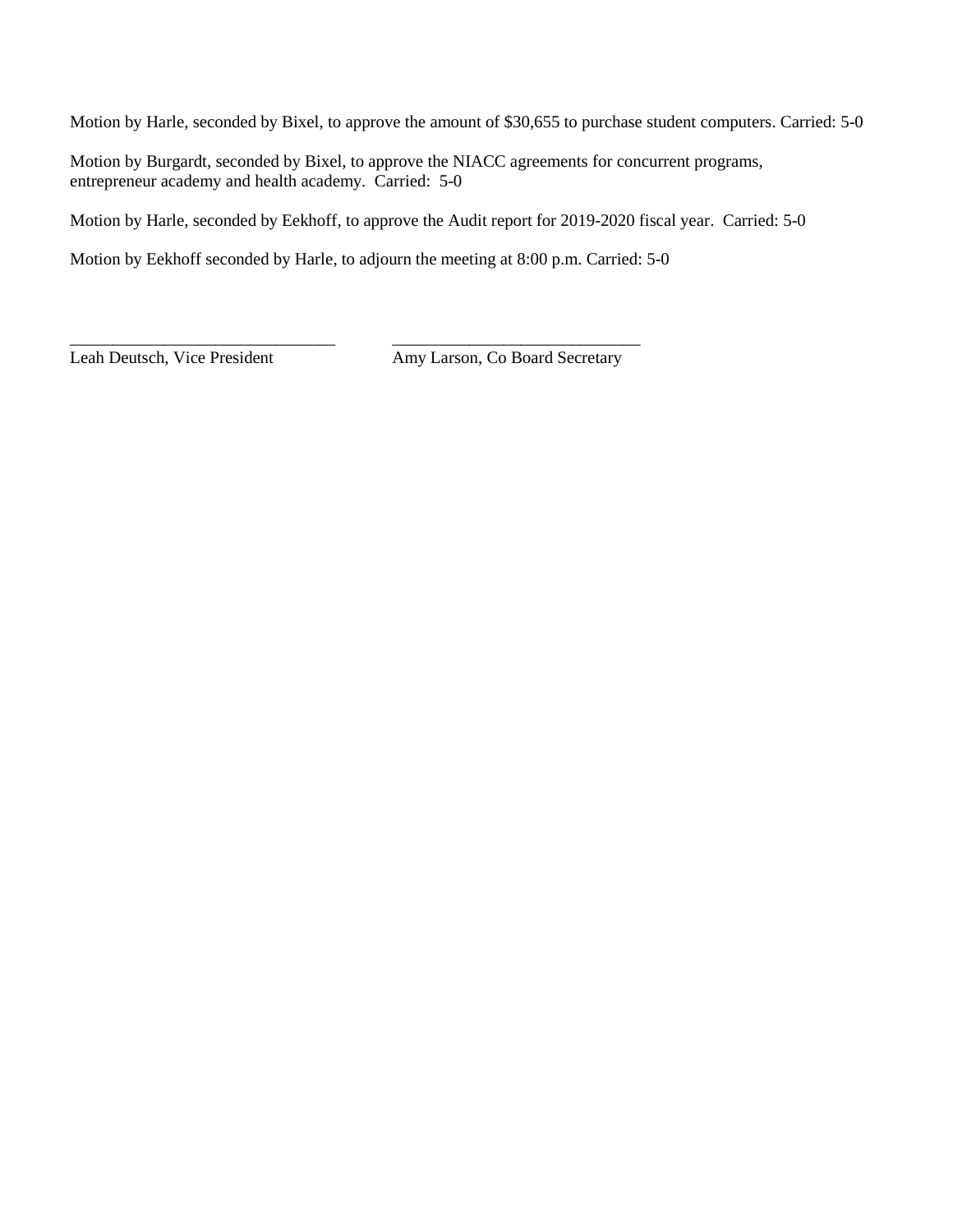Motion by Harle, seconded by Bixel, to approve the amount of $30,655 to purchase student computers. Carried: 5-0

Motion by Burgardt, seconded by Bixel, to approve the NIACC agreements for concurrent programs, entrepreneur academy and health academy. Carried: 5-0

Motion by Harle, seconded by Eekhoff, to approve the Audit report for 2019-2020 fiscal year. Carried: 5-0

Motion by Eekhoff seconded by Harle, to adjourn the meeting at 8:00 p.m. Carried: 5-0

_______________________________ _____________________________

Leah Deutsch, Vice President Amy Larson, Co Board Secretary